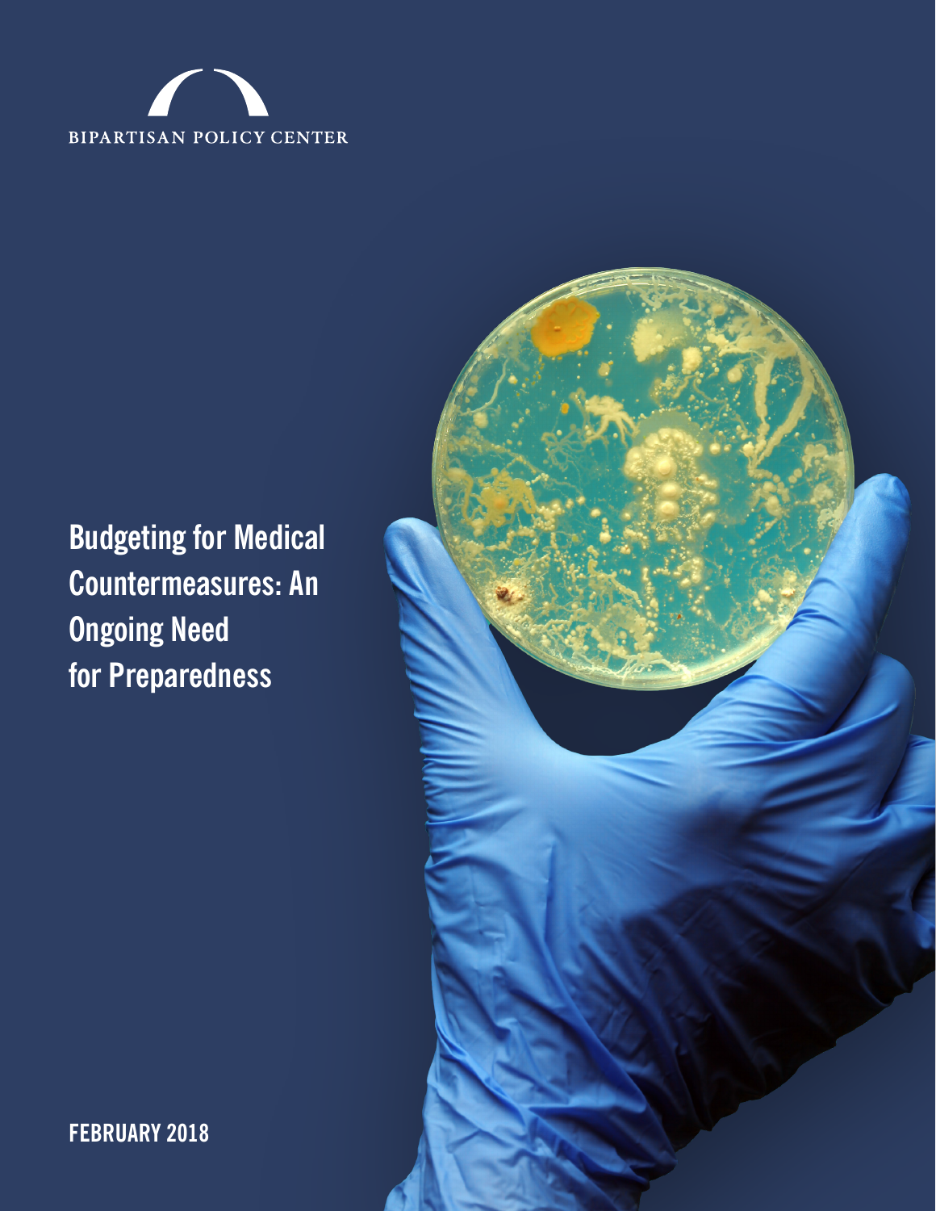BIPARTISAN POLICY CENTER

# Budgeting for Medical Countermeasures: An Ongoing Need for Preparedness

**FEBRUARY 2018**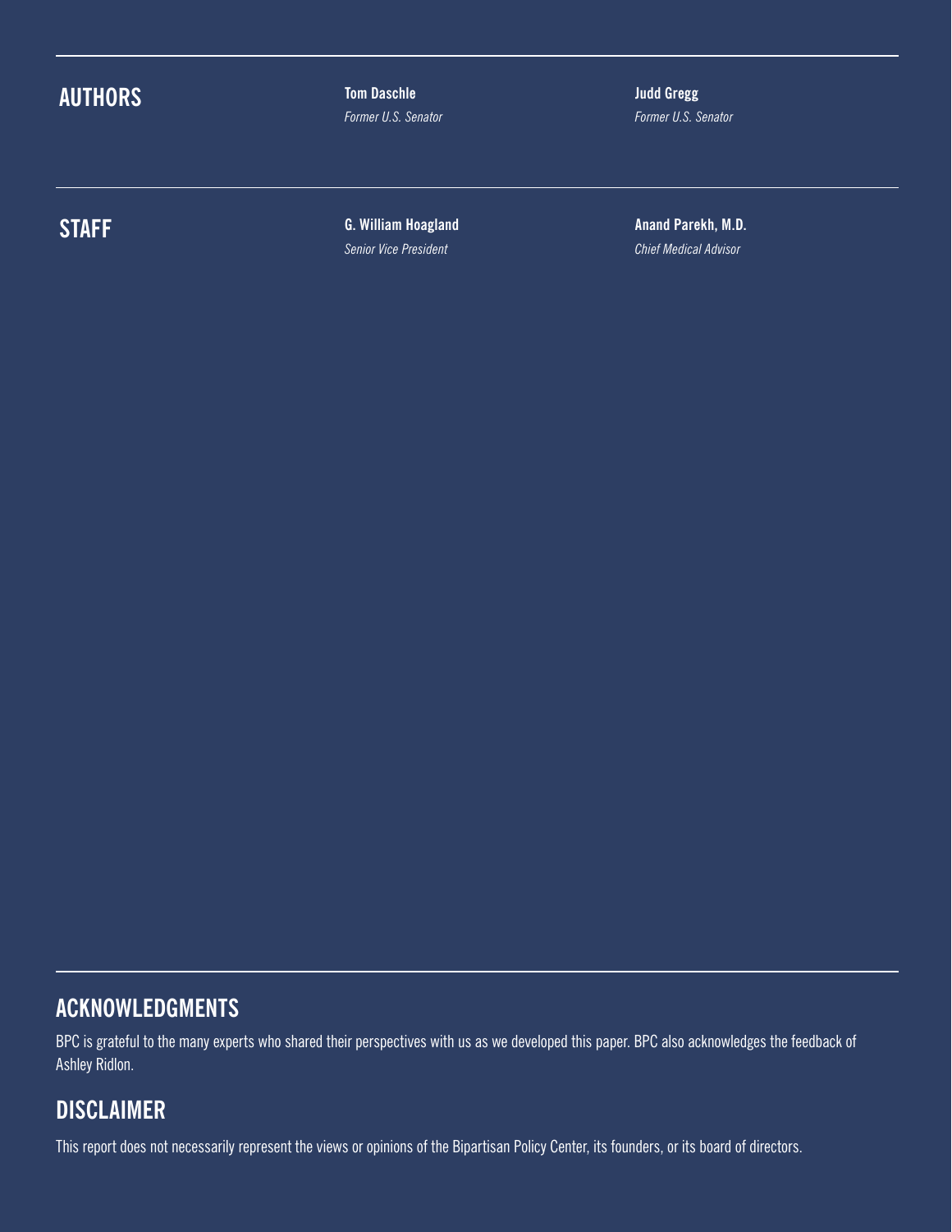## AUTHORS

**Tom Daschle**
*Former U.S. Senator*

**Judd Gregg**
*Former U.S. Senator*

## STAFF

**G. William Hoagland**
*Senior Vice President*

**Anand Parekh, M.D.**
*Chief Medical Advisor*

## ACKNOWLEDGMENTS

BPC is grateful to the many experts who shared their perspectives with us as we developed this paper. BPC also acknowledges the feedback of Ashley Ridlon.

## DISCLAIMER

This report does not necessarily represent the views or opinions of the Bipartisan Policy Center, its founders, or its board of directors.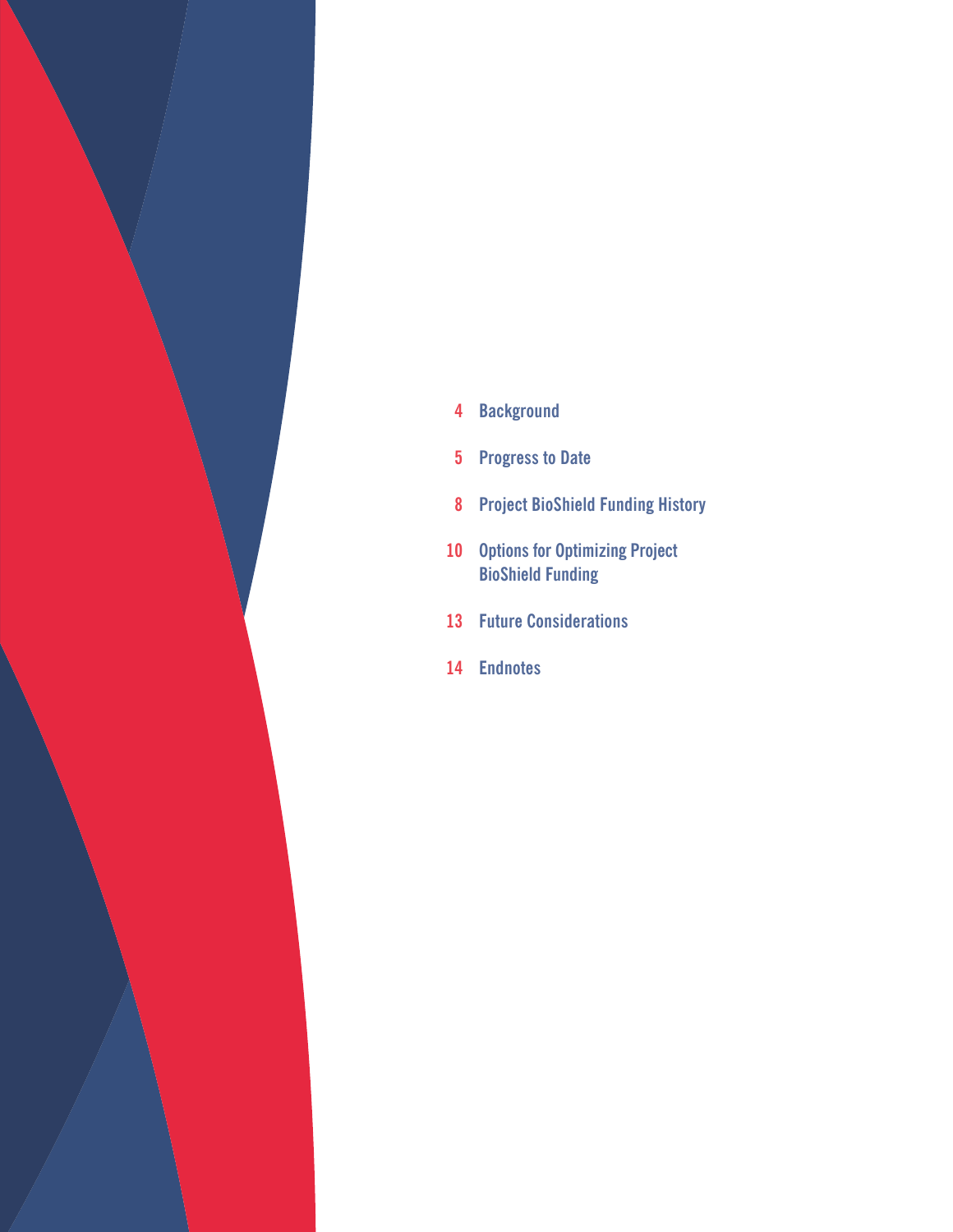4 Background

5 Progress to Date

8 Project BioShield Funding History

10 Options for Optimizing Project BioShield Funding

13 Future Considerations

14 Endnotes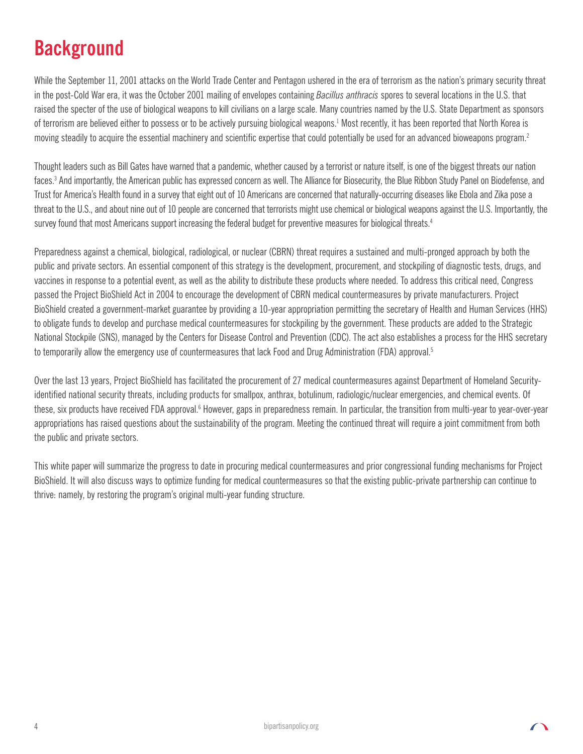# Background

While the September 11, 2001 attacks on the World Trade Center and Pentagon ushered in the era of terrorism as the nation's primary security threat in the post-Cold War era, it was the October 2001 mailing of envelopes containing *Bacillus anthracis* spores to several locations in the U.S. that raised the specter of the use of biological weapons to kill civilians on a large scale. Many countries named by the U.S. State Department as sponsors of terrorism are believed either to possess or to be actively pursuing biological weapons.[1] Most recently, it has been reported that North Korea is moving steadily to acquire the essential machinery and scientific expertise that could potentially be used for an advanced bioweapons program.[2]

Thought leaders such as Bill Gates have warned that a pandemic, whether caused by a terrorist or nature itself, is one of the biggest threats our nation faces.[3] And importantly, the American public has expressed concern as well. The Alliance for Biosecurity, the Blue Ribbon Study Panel on Biodefense, and Trust for America's Health found in a survey that eight out of 10 Americans are concerned that naturally-occurring diseases like Ebola and Zika pose a threat to the U.S., and about nine out of 10 people are concerned that terrorists might use chemical or biological weapons against the U.S. Importantly, the survey found that most Americans support increasing the federal budget for preventive measures for biological threats.[4]

Preparedness against a chemical, biological, radiological, or nuclear (CBRN) threat requires a sustained and multi-pronged approach by both the public and private sectors. An essential component of this strategy is the development, procurement, and stockpiling of diagnostic tests, drugs, and vaccines in response to a potential event, as well as the ability to distribute these products where needed. To address this critical need, Congress passed the Project BioShield Act in 2004 to encourage the development of CBRN medical countermeasures by private manufacturers. Project BioShield created a government-market guarantee by providing a 10-year appropriation permitting the secretary of Health and Human Services (HHS) to obligate funds to develop and purchase medical countermeasures for stockpiling by the government. These products are added to the Strategic National Stockpile (SNS), managed by the Centers for Disease Control and Prevention (CDC). The act also establishes a process for the HHS secretary to temporarily allow the emergency use of countermeasures that lack Food and Drug Administration (FDA) approval.[5]

Over the last 13 years, Project BioShield has facilitated the procurement of 27 medical countermeasures against Department of Homeland Security-identified national security threats, including products for smallpox, anthrax, botulinum, radiologic/nuclear emergencies, and chemical events. Of these, six products have received FDA approval.[6] However, gaps in preparedness remain. In particular, the transition from multi-year to year-over-year appropriations has raised questions about the sustainability of the program. Meeting the continued threat will require a joint commitment from both the public and private sectors.

This white paper will summarize the progress to date in procuring medical countermeasures and prior congressional funding mechanisms for Project BioShield. It will also discuss ways to optimize funding for medical countermeasures so that the existing public-private partnership can continue to thrive: namely, by restoring the program's original multi-year funding structure.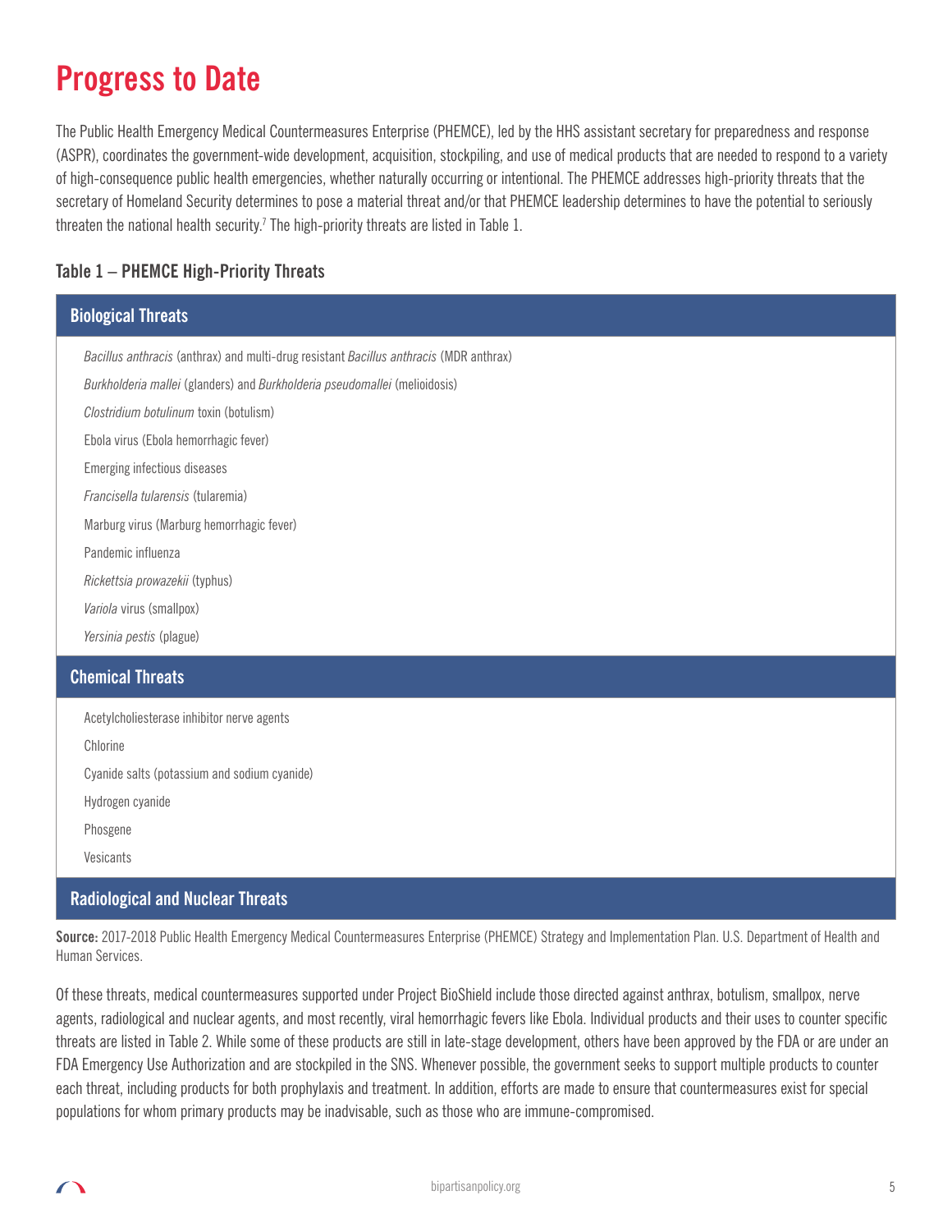# Progress to Date

The Public Health Emergency Medical Countermeasures Enterprise (PHEMCE), led by the HHS assistant secretary for preparedness and response (ASPR), coordinates the government-wide development, acquisition, stockpiling, and use of medical products that are needed to respond to a variety of high-consequence public health emergencies, whether naturally occurring or intentional. The PHEMCE addresses high-priority threats that the secretary of Homeland Security determines to pose a material threat and/or that PHEMCE leadership determines to have the potential to seriously threaten the national health security.[7] The high-priority threats are listed in Table 1.

### Table 1 – PHEMCE High-Priority Threats

| Biological Threats |
|---|
| *Bacillus anthracis* (anthrax) and multi-drug resistant *Bacillus anthracis* (MDR anthrax) |
| *Burkholderia mallei* (glanders) and *Burkholderia pseudomallei* (melioidosis) |
| *Clostridium botulinum* toxin (botulism) |
| Ebola virus (Ebola hemorrhagic fever) |
| Emerging infectious diseases |
| *Francisella tularensis* (tularemia) |
| Marburg virus (Marburg hemorrhagic fever) |
| Pandemic influenza |
| *Rickettsia prowazekii* (typhus) |
| *Variola* virus (smallpox) |
| *Yersinia pestis* (plague) |
| **Chemical Threats** |
| Acetylcholiesterase inhibitor nerve agents |
| Chlorine |
| Cyanide salts (potassium and sodium cyanide) |
| Hydrogen cyanide |
| Phosgene |
| Vesicants |
| **Radiological and Nuclear Threats** |

**Source:** 2017-2018 Public Health Emergency Medical Countermeasures Enterprise (PHEMCE) Strategy and Implementation Plan. U.S. Department of Health and Human Services.

Of these threats, medical countermeasures supported under Project BioShield include those directed against anthrax, botulism, smallpox, nerve agents, radiological and nuclear agents, and most recently, viral hemorrhagic fevers like Ebola. Individual products and their uses to counter specific threats are listed in Table 2. While some of these products are still in late-stage development, others have been approved by the FDA or are under an FDA Emergency Use Authorization and are stockpiled in the SNS. Whenever possible, the government seeks to support multiple products to counter each threat, including products for both prophylaxis and treatment. In addition, efforts are made to ensure that countermeasures exist for special populations for whom primary products may be inadvisable, such as those who are immune-compromised.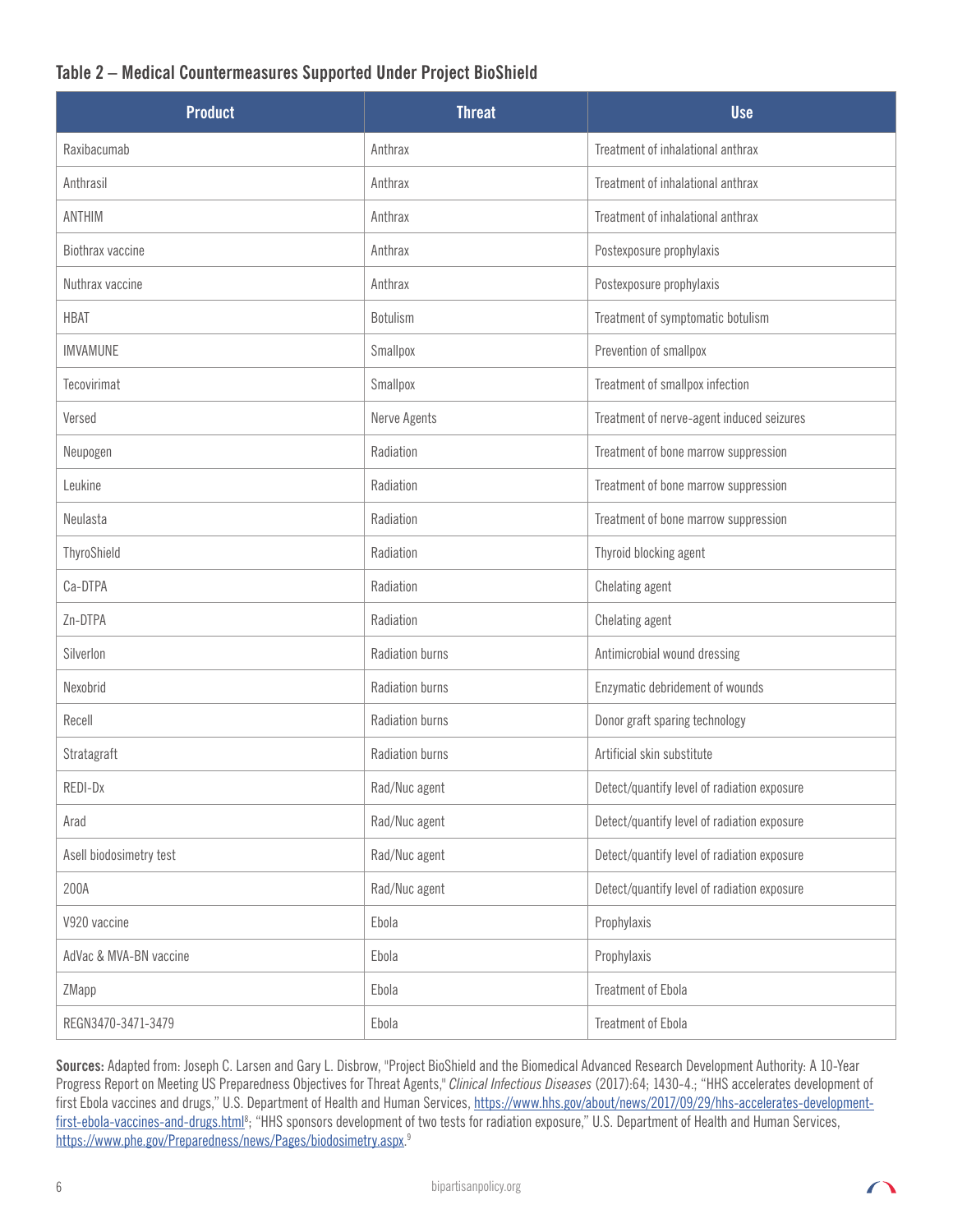### Table 2 – Medical Countermeasures Supported Under Project BioShield

| Product | Threat | Use |
|---|---|---|
| Raxibacumab | Anthrax | Treatment of inhalational anthrax |
| Anthrasil | Anthrax | Treatment of inhalational anthrax |
| ANTHIM | Anthrax | Treatment of inhalational anthrax |
| Biothrax vaccine | Anthrax | Postexposure prophylaxis |
| Nuthrax vaccine | Anthrax | Postexposure prophylaxis |
| HBAT | Botulism | Treatment of symptomatic botulism |
| IMVAMUNE | Smallpox | Prevention of smallpox |
| Tecovirimat | Smallpox | Treatment of smallpox infection |
| Versed | Nerve Agents | Treatment of nerve-agent induced seizures |
| Neupogen | Radiation | Treatment of bone marrow suppression |
| Leukine | Radiation | Treatment of bone marrow suppression |
| Neulasta | Radiation | Treatment of bone marrow suppression |
| ThyroShield | Radiation | Thyroid blocking agent |
| Ca-DTPA | Radiation | Chelating agent |
| Zn-DTPA | Radiation | Chelating agent |
| Silverlon | Radiation burns | Antimicrobial wound dressing |
| Nexobrid | Radiation burns | Enzymatic debridement of wounds |
| Recell | Radiation burns | Donor graft sparing technology |
| Stratagraft | Radiation burns | Artificial skin substitute |
| REDI-Dx | Rad/Nuc agent | Detect/quantify level of radiation exposure |
| Arad | Rad/Nuc agent | Detect/quantify level of radiation exposure |
| Asell biodosimetry test | Rad/Nuc agent | Detect/quantify level of radiation exposure |
| 200A | Rad/Nuc agent | Detect/quantify level of radiation exposure |
| V920 vaccine | Ebola | Prophylaxis |
| AdVac & MVA-BN vaccine | Ebola | Prophylaxis |
| ZMapp | Ebola | Treatment of Ebola |
| REGN3470-3471-3479 | Ebola | Treatment of Ebola |

**Sources:** Adapted from: Joseph C. Larsen and Gary L. Disbrow, "Project BioShield and the Biomedical Advanced Research Development Authority: A 10-Year Progress Report on Meeting US Preparedness Objectives for Threat Agents," *Clinical Infectious Diseases* (2017):64; 1430-4.; "HHS accelerates development of first Ebola vaccines and drugs," U.S. Department of Health and Human Services, https://www.hhs.gov/about/news/2017/09/29/hhs-accelerates-development-first-ebola-vaccines-and-drugs.html[8]; "HHS sponsors development of two tests for radiation exposure," U.S. Department of Health and Human Services, https://www.phe.gov/Preparedness/news/Pages/biodosimetry.aspx.[9]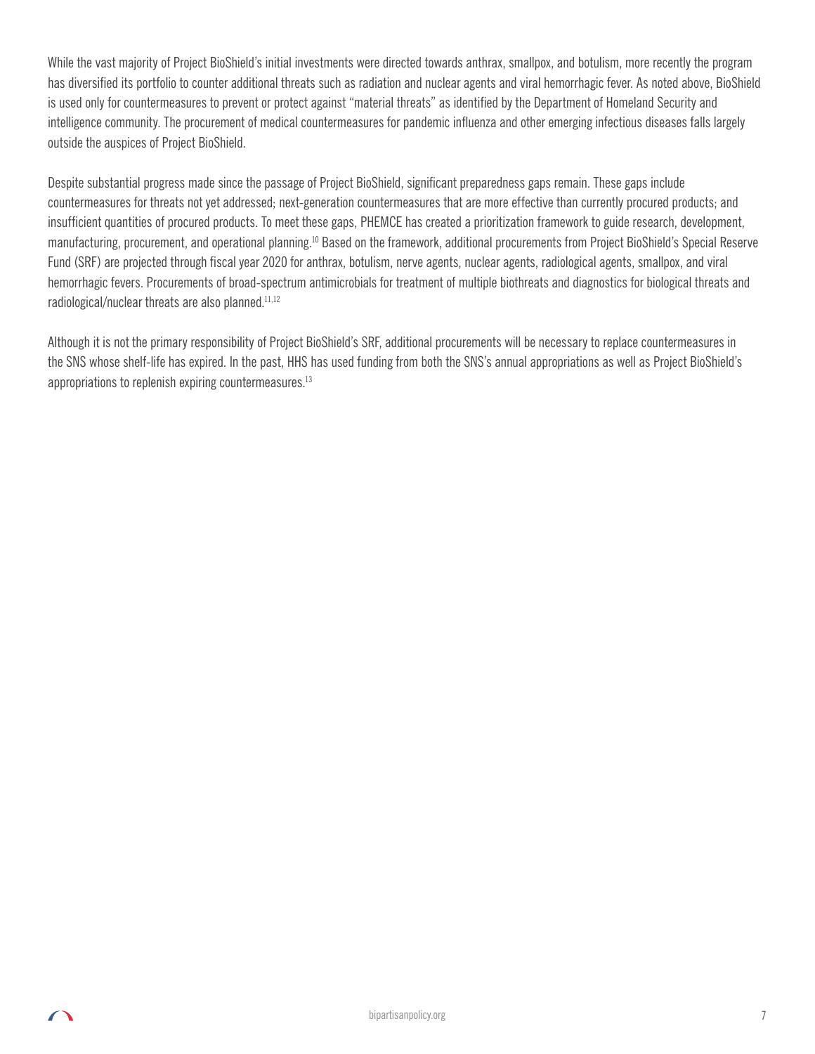While the vast majority of Project BioShield's initial investments were directed towards anthrax, smallpox, and botulism, more recently the program has diversified its portfolio to counter additional threats such as radiation and nuclear agents and viral hemorrhagic fever. As noted above, BioShield is used only for countermeasures to prevent or protect against "material threats" as identified by the Department of Homeland Security and intelligence community. The procurement of medical countermeasures for pandemic influenza and other emerging infectious diseases falls largely outside the auspices of Project BioShield.

Despite substantial progress made since the passage of Project BioShield, significant preparedness gaps remain. These gaps include countermeasures for threats not yet addressed; next-generation countermeasures that are more effective than currently procured products; and insufficient quantities of procured products. To meet these gaps, PHEMCE has created a prioritization framework to guide research, development, manufacturing, procurement, and operational planning.[10] Based on the framework, additional procurements from Project BioShield's Special Reserve Fund (SRF) are projected through fiscal year 2020 for anthrax, botulism, nerve agents, nuclear agents, radiological agents, smallpox, and viral hemorrhagic fevers. Procurements of broad-spectrum antimicrobials for treatment of multiple biothreats and diagnostics for biological threats and radiological/nuclear threats are also planned.[11,12]

Although it is not the primary responsibility of Project BioShield's SRF, additional procurements will be necessary to replace countermeasures in the SNS whose shelf-life has expired. In the past, HHS has used funding from both the SNS's annual appropriations as well as Project BioShield's appropriations to replenish expiring countermeasures.[13]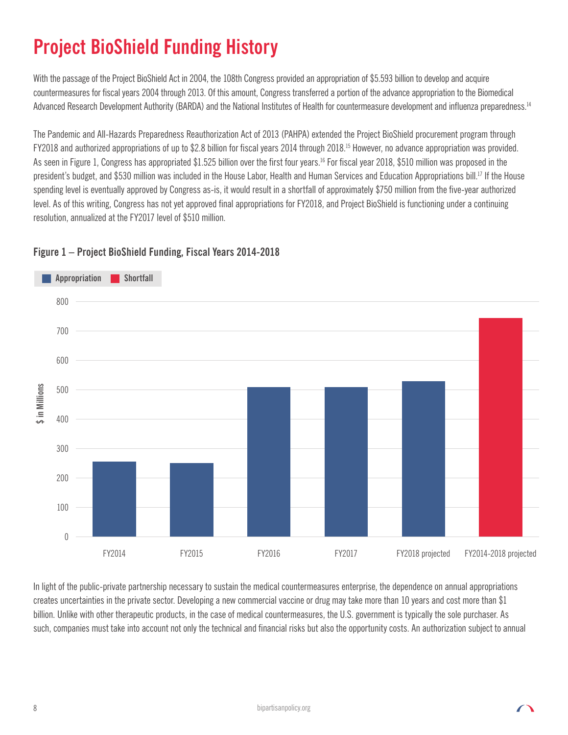# Project BioShield Funding History

With the passage of the Project BioShield Act in 2004, the 108th Congress provided an appropriation of $5.593 billion to develop and acquire countermeasures for fiscal years 2004 through 2013. Of this amount, Congress transferred a portion of the advance appropriation to the Biomedical Advanced Research Development Authority (BARDA) and the National Institutes of Health for countermeasure development and influenza preparedness.[14]

The Pandemic and All-Hazards Preparedness Reauthorization Act of 2013 (PAHPA) extended the Project BioShield procurement program through FY2018 and authorized appropriations of up to $2.8 billion for fiscal years 2014 through 2018.[15] However, no advance appropriation was provided. As seen in Figure 1, Congress has appropriated $1.525 billion over the first four years.[16] For fiscal year 2018, $510 million was proposed in the president's budget, and $530 million was included in the House Labor, Health and Human Services and Education Appropriations bill.[17] If the House spending level is eventually approved by Congress as-is, it would result in a shortfall of approximately $750 million from the five-year authorized level. As of this writing, Congress has not yet approved final appropriations for FY2018, and Project BioShield is functioning under a continuing resolution, annualized at the FY2017 level of $510 million.

**Figure 1 – Project BioShield Funding, Fiscal Years 2014-2018**

Appropriation | Shortfall

$ in Millions

FY2014 | FY2015 | FY2016 | FY2017 | FY2018 projected | FY2014-2018 projected

In light of the public-private partnership necessary to sustain the medical countermeasures enterprise, the dependence on annual appropriations creates uncertainties in the private sector. Developing a new commercial vaccine or drug may take more than 10 years and cost more than $1 billion. Unlike with other therapeutic products, in the case of medical countermeasures, the U.S. government is typically the sole purchaser. As such, companies must take into account not only the technical and financial risks but also the opportunity costs. An authorization subject to annual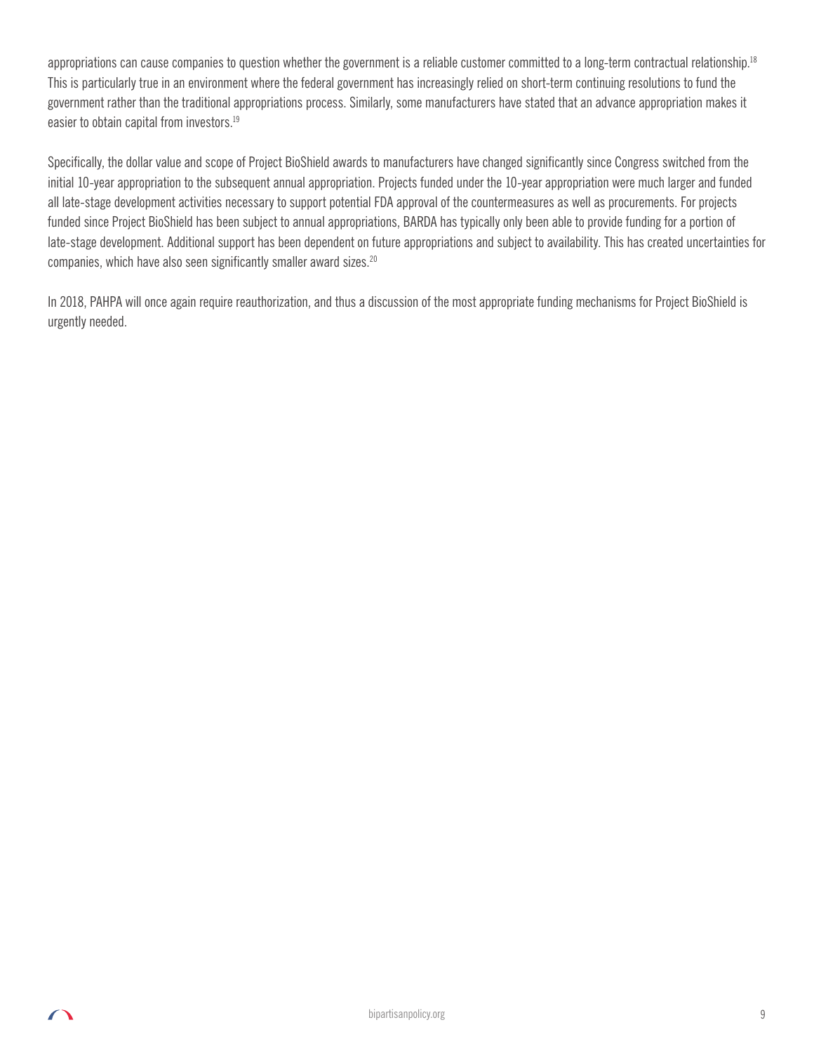appropriations can cause companies to question whether the government is a reliable customer committed to a long-term contractual relationship.[18] This is particularly true in an environment where the federal government has increasingly relied on short-term continuing resolutions to fund the government rather than the traditional appropriations process. Similarly, some manufacturers have stated that an advance appropriation makes it easier to obtain capital from investors.[19]

Specifically, the dollar value and scope of Project BioShield awards to manufacturers have changed significantly since Congress switched from the initial 10-year appropriation to the subsequent annual appropriation. Projects funded under the 10-year appropriation were much larger and funded all late-stage development activities necessary to support potential FDA approval of the countermeasures as well as procurements. For projects funded since Project BioShield has been subject to annual appropriations, BARDA has typically only been able to provide funding for a portion of late-stage development. Additional support has been dependent on future appropriations and subject to availability. This has created uncertainties for companies, which have also seen significantly smaller award sizes.[20]

In 2018, PAHPA will once again require reauthorization, and thus a discussion of the most appropriate funding mechanisms for Project BioShield is urgently needed.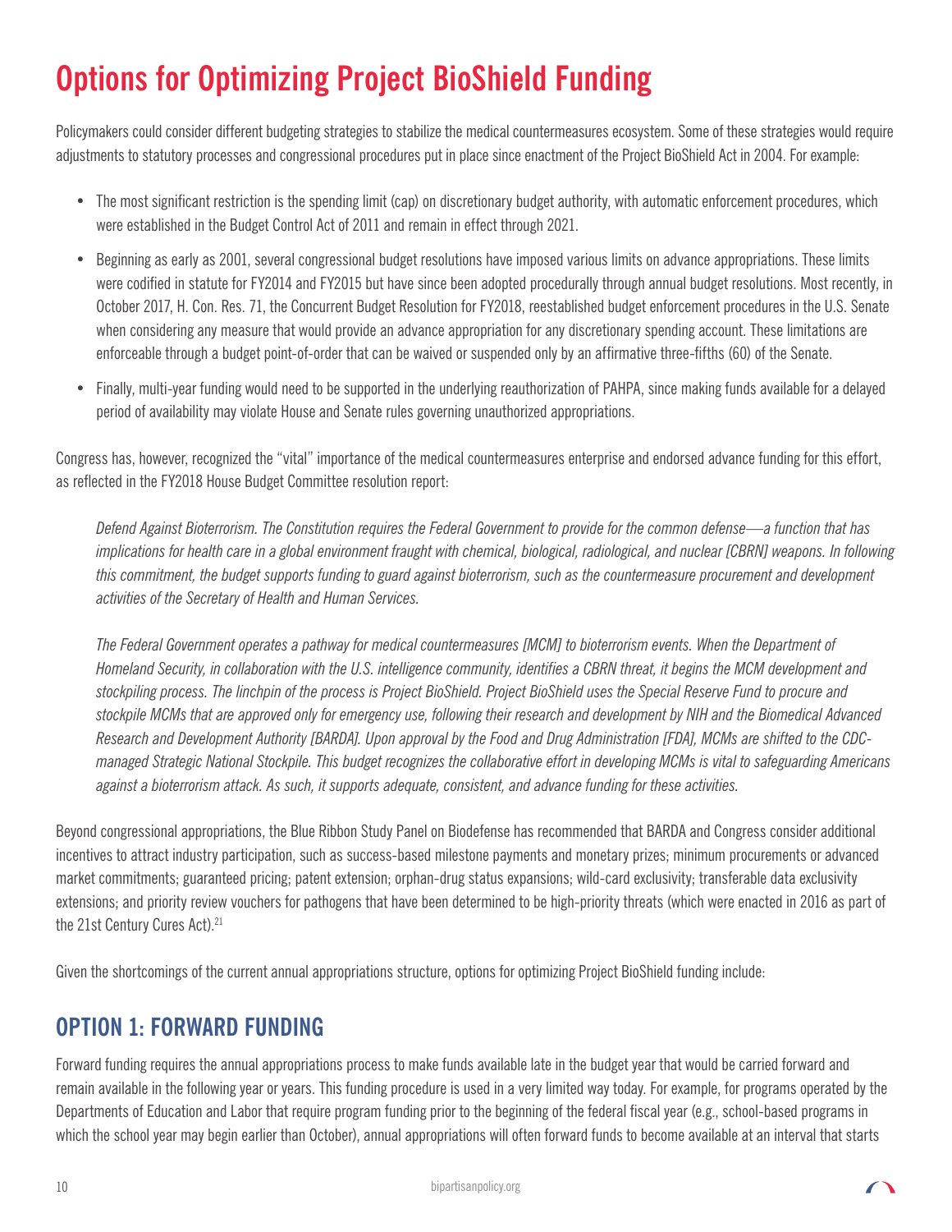# Options for Optimizing Project BioShield Funding

Policymakers could consider different budgeting strategies to stabilize the medical countermeasures ecosystem. Some of these strategies would require adjustments to statutory processes and congressional procedures put in place since enactment of the Project BioShield Act in 2004. For example:

- The most significant restriction is the spending limit (cap) on discretionary budget authority, with automatic enforcement procedures, which were established in the Budget Control Act of 2011 and remain in effect through 2021.
- Beginning as early as 2001, several congressional budget resolutions have imposed various limits on advance appropriations. These limits were codified in statute for FY2014 and FY2015 but have since been adopted procedurally through annual budget resolutions. Most recently, in October 2017, H. Con. Res. 71, the Concurrent Budget Resolution for FY2018, reestablished budget enforcement procedures in the U.S. Senate when considering any measure that would provide an advance appropriation for any discretionary spending account. These limitations are enforceable through a budget point-of-order that can be waived or suspended only by an affirmative three-fifths (60) of the Senate.
- Finally, multi-year funding would need to be supported in the underlying reauthorization of PAHPA, since making funds available for a delayed period of availability may violate House and Senate rules governing unauthorized appropriations.

Congress has, however, recognized the "vital" importance of the medical countermeasures enterprise and endorsed advance funding for this effort, as reflected in the FY2018 House Budget Committee resolution report:

> *Defend Against Bioterrorism. The Constitution requires the Federal Government to provide for the common defense—a function that has implications for health care in a global environment fraught with chemical, biological, radiological, and nuclear [CBRN] weapons. In following this commitment, the budget supports funding to guard against bioterrorism, such as the countermeasure procurement and development activities of the Secretary of Health and Human Services.*
>
> *The Federal Government operates a pathway for medical countermeasures [MCM] to bioterrorism events. When the Department of Homeland Security, in collaboration with the U.S. intelligence community, identifies a CBRN threat, it begins the MCM development and stockpiling process. The linchpin of the process is Project BioShield. Project BioShield uses the Special Reserve Fund to procure and stockpile MCMs that are approved only for emergency use, following their research and development by NIH and the Biomedical Advanced Research and Development Authority [BARDA]. Upon approval by the Food and Drug Administration [FDA], MCMs are shifted to the CDC-managed Strategic National Stockpile. This budget recognizes the collaborative effort in developing MCMs is vital to safeguarding Americans against a bioterrorism attack. As such, it supports adequate, consistent, and advance funding for these activities.*

Beyond congressional appropriations, the Blue Ribbon Study Panel on Biodefense has recommended that BARDA and Congress consider additional incentives to attract industry participation, such as success-based milestone payments and monetary prizes; minimum procurements or advanced market commitments; guaranteed pricing; patent extension; orphan-drug status expansions; wild-card exclusivity; transferable data exclusivity extensions; and priority review vouchers for pathogens that have been determined to be high-priority threats (which were enacted in 2016 as part of the 21st Century Cures Act).[21]

Given the shortcomings of the current annual appropriations structure, options for optimizing Project BioShield funding include:

## OPTION 1: FORWARD FUNDING

Forward funding requires the annual appropriations process to make funds available late in the budget year that would be carried forward and remain available in the following year or years. This funding procedure is used in a very limited way today. For example, for programs operated by the Departments of Education and Labor that require program funding prior to the beginning of the federal fiscal year (e.g., school-based programs in which the school year may begin earlier than October), annual appropriations will often forward funds to become available at an interval that starts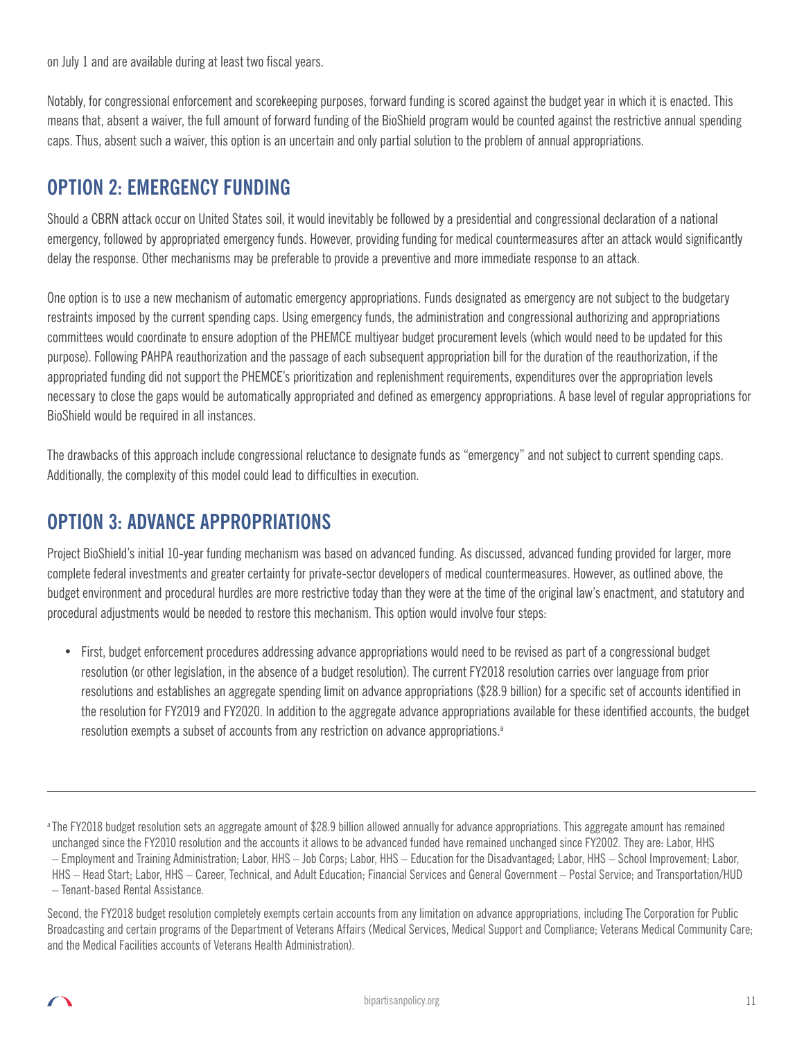on July 1 and are available during at least two fiscal years.

Notably, for congressional enforcement and scorekeeping purposes, forward funding is scored against the budget year in which it is enacted. This means that, absent a waiver, the full amount of forward funding of the BioShield program would be counted against the restrictive annual spending caps. Thus, absent such a waiver, this option is an uncertain and only partial solution to the problem of annual appropriations.

## OPTION 2: EMERGENCY FUNDING

Should a CBRN attack occur on United States soil, it would inevitably be followed by a presidential and congressional declaration of a national emergency, followed by appropriated emergency funds. However, providing funding for medical countermeasures after an attack would significantly delay the response. Other mechanisms may be preferable to provide a preventive and more immediate response to an attack.

One option is to use a new mechanism of automatic emergency appropriations. Funds designated as emergency are not subject to the budgetary restraints imposed by the current spending caps. Using emergency funds, the administration and congressional authorizing and appropriations committees would coordinate to ensure adoption of the PHEMCE multiyear budget procurement levels (which would need to be updated for this purpose). Following PAHPA reauthorization and the passage of each subsequent appropriation bill for the duration of the reauthorization, if the appropriated funding did not support the PHEMCE's prioritization and replenishment requirements, expenditures over the appropriation levels necessary to close the gaps would be automatically appropriated and defined as emergency appropriations. A base level of regular appropriations for BioShield would be required in all instances.

The drawbacks of this approach include congressional reluctance to designate funds as "emergency" and not subject to current spending caps. Additionally, the complexity of this model could lead to difficulties in execution.

## OPTION 3: ADVANCE APPROPRIATIONS

Project BioShield's initial 10-year funding mechanism was based on advanced funding. As discussed, advanced funding provided for larger, more complete federal investments and greater certainty for private-sector developers of medical countermeasures. However, as outlined above, the budget environment and procedural hurdles are more restrictive today than they were at the time of the original law's enactment, and statutory and procedural adjustments would be needed to restore this mechanism. This option would involve four steps:

- First, budget enforcement procedures addressing advance appropriations would need to be revised as part of a congressional budget resolution (or other legislation, in the absence of a budget resolution). The current FY2018 resolution carries over language from prior resolutions and establishes an aggregate spending limit on advance appropriations ($28.9 billion) for a specific set of accounts identified in the resolution for FY2019 and FY2020. In addition to the aggregate advance appropriations available for these identified accounts, the budget resolution exempts a subset of accounts from any restriction on advance appropriations.[a]

---

[a] The FY2018 budget resolution sets an aggregate amount of $28.9 billion allowed annually for advance appropriations. This aggregate amount has remained unchanged since the FY2010 resolution and the accounts it allows to be advanced funded have remained unchanged since FY2002. They are: Labor, HHS – Employment and Training Administration; Labor, HHS – Job Corps; Labor, HHS – Education for the Disadvantaged; Labor, HHS – School Improvement; Labor, HHS – Head Start; Labor, HHS – Career, Technical, and Adult Education; Financial Services and General Government – Postal Service; and Transportation/HUD – Tenant-based Rental Assistance.

Second, the FY2018 budget resolution completely exempts certain accounts from any limitation on advance appropriations, including The Corporation for Public Broadcasting and certain programs of the Department of Veterans Affairs (Medical Services, Medical Support and Compliance; Veterans Medical Community Care; and the Medical Facilities accounts of Veterans Health Administration).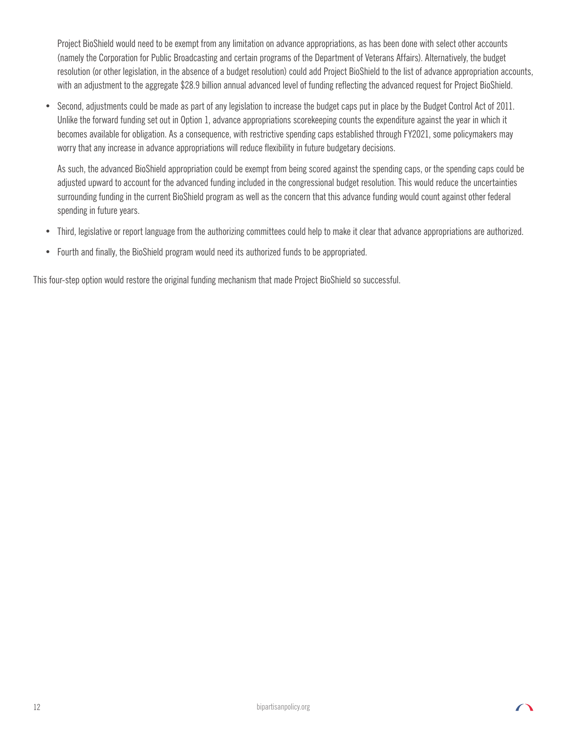Project BioShield would need to be exempt from any limitation on advance appropriations, as has been done with select other accounts (namely the Corporation for Public Broadcasting and certain programs of the Department of Veterans Affairs). Alternatively, the budget resolution (or other legislation, in the absence of a budget resolution) could add Project BioShield to the list of advance appropriation accounts, with an adjustment to the aggregate $28.9 billion annual advanced level of funding reflecting the advanced request for Project BioShield.

- Second, adjustments could be made as part of any legislation to increase the budget caps put in place by the Budget Control Act of 2011. Unlike the forward funding set out in Option 1, advance appropriations scorekeeping counts the expenditure against the year in which it becomes available for obligation. As a consequence, with restrictive spending caps established through FY2021, some policymakers may worry that any increase in advance appropriations will reduce flexibility in future budgetary decisions.

  As such, the advanced BioShield appropriation could be exempt from being scored against the spending caps, or the spending caps could be adjusted upward to account for the advanced funding included in the congressional budget resolution. This would reduce the uncertainties surrounding funding in the current BioShield program as well as the concern that this advance funding would count against other federal spending in future years.

- Third, legislative or report language from the authorizing committees could help to make it clear that advance appropriations are authorized.

- Fourth and finally, the BioShield program would need its authorized funds to be appropriated.

This four-step option would restore the original funding mechanism that made Project BioShield so successful.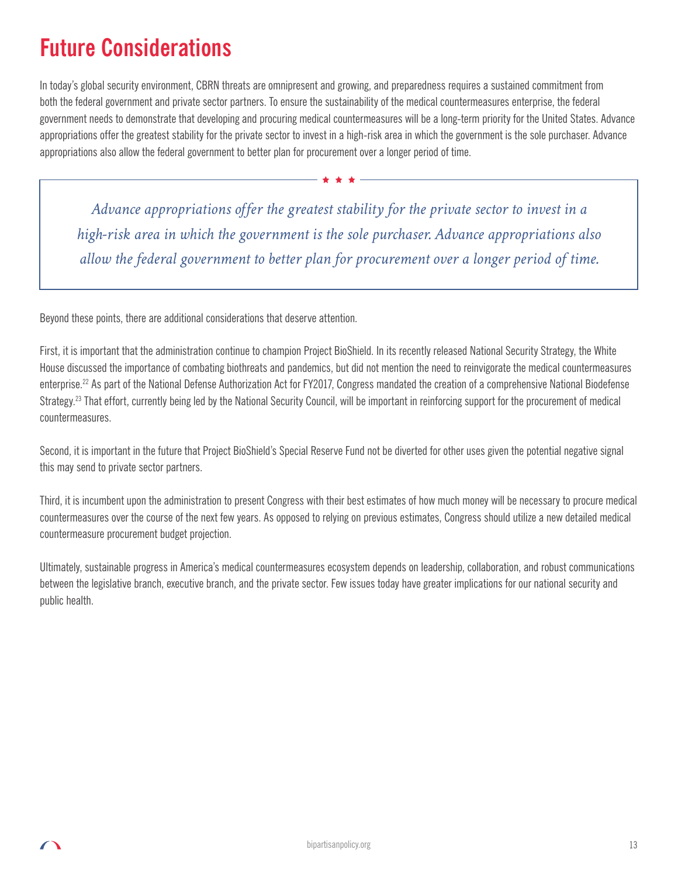# Future Considerations

In today's global security environment, CBRN threats are omnipresent and growing, and preparedness requires a sustained commitment from both the federal government and private sector partners. To ensure the sustainability of the medical countermeasures enterprise, the federal government needs to demonstrate that developing and procuring medical countermeasures will be a long-term priority for the United States. Advance appropriations offer the greatest stability for the private sector to invest in a high-risk area in which the government is the sole purchaser. Advance appropriations also allow the federal government to better plan for procurement over a longer period of time.

> *Advance appropriations offer the greatest stability for the private sector to invest in a high-risk area in which the government is the sole purchaser. Advance appropriations also allow the federal government to better plan for procurement over a longer period of time.*

Beyond these points, there are additional considerations that deserve attention.

First, it is important that the administration continue to champion Project BioShield. In its recently released National Security Strategy, the White House discussed the importance of combating biothreats and pandemics, but did not mention the need to reinvigorate the medical countermeasures enterprise.[22] As part of the National Defense Authorization Act for FY2017, Congress mandated the creation of a comprehensive National Biodefense Strategy.[23] That effort, currently being led by the National Security Council, will be important in reinforcing support for the procurement of medical countermeasures.

Second, it is important in the future that Project BioShield's Special Reserve Fund not be diverted for other uses given the potential negative signal this may send to private sector partners.

Third, it is incumbent upon the administration to present Congress with their best estimates of how much money will be necessary to procure medical countermeasures over the course of the next few years. As opposed to relying on previous estimates, Congress should utilize a new detailed medical countermeasure procurement budget projection.

Ultimately, sustainable progress in America's medical countermeasures ecosystem depends on leadership, collaboration, and robust communications between the legislative branch, executive branch, and the private sector. Few issues today have greater implications for our national security and public health.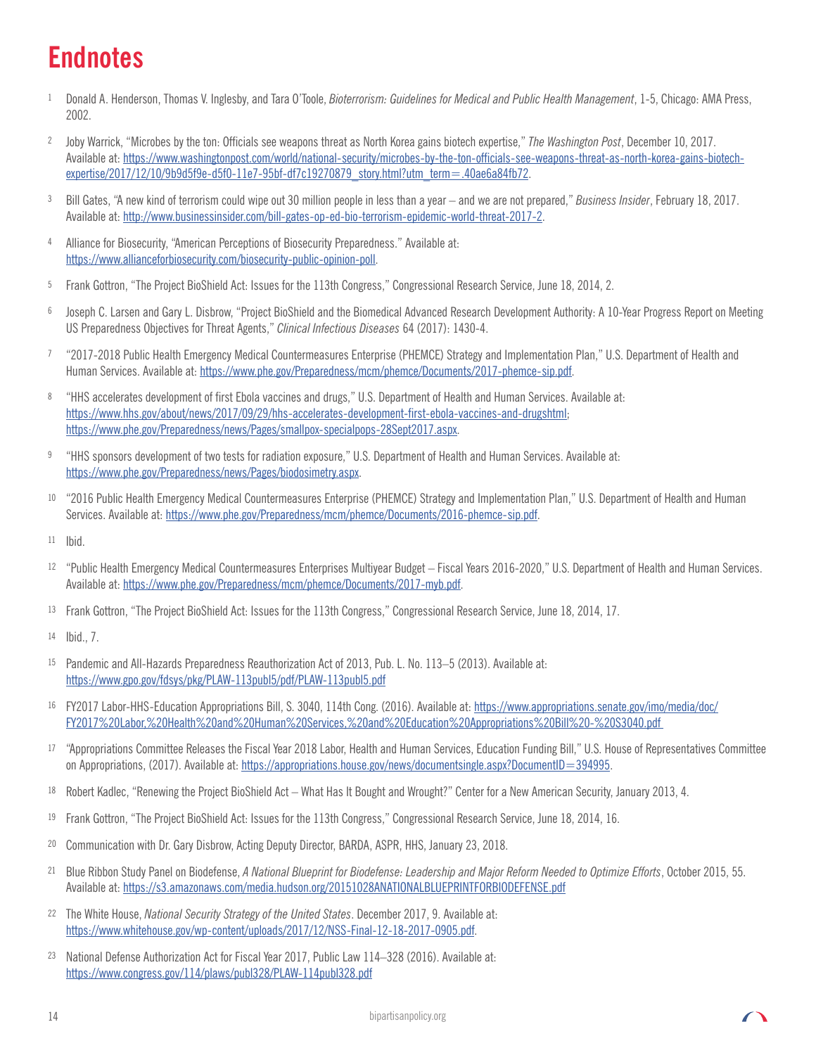# Endnotes

1. Donald A. Henderson, Thomas V. Inglesby, and Tara O'Toole, *Bioterrorism: Guidelines for Medical and Public Health Management*, 1-5, Chicago: AMA Press, 2002.

2. Joby Warrick, "Microbes by the ton: Officials see weapons threat as North Korea gains biotech expertise," *The Washington Post*, December 10, 2017. Available at: https://www.washingtonpost.com/world/national-security/microbes-by-the-ton-officials-see-weapons-threat-as-north-korea-gains-biotech-expertise/2017/12/10/9b9d5f9e-d5f0-11e7-95bf-df7c19270879_story.html?utm_term=.40ae6a84fb72.

3. Bill Gates, "A new kind of terrorism could wipe out 30 million people in less than a year – and we are not prepared," *Business Insider*, February 18, 2017. Available at: http://www.businessinsider.com/bill-gates-op-ed-bio-terrorism-epidemic-world-threat-2017-2.

4. Alliance for Biosecurity, "American Perceptions of Biosecurity Preparedness." Available at: https://www.allianceforbiosecurity.com/biosecurity-public-opinion-poll.

5. Frank Gottron, "The Project BioShield Act: Issues for the 113th Congress," Congressional Research Service, June 18, 2014, 2.

6. Joseph C. Larsen and Gary L. Disbrow, "Project BioShield and the Biomedical Advanced Research Development Authority: A 10-Year Progress Report on Meeting US Preparedness Objectives for Threat Agents," *Clinical Infectious Diseases* 64 (2017): 1430-4.

7. "2017-2018 Public Health Emergency Medical Countermeasures Enterprise (PHEMCE) Strategy and Implementation Plan," U.S. Department of Health and Human Services. Available at: https://www.phe.gov/Preparedness/mcm/phemce/Documents/2017-phemce-sip.pdf.

8. "HHS accelerates development of first Ebola vaccines and drugs," U.S. Department of Health and Human Services. Available at: https://www.hhs.gov/about/news/2017/09/29/hhs-accelerates-development-first-ebola-vaccines-and-drugshtml; https://www.phe.gov/Preparedness/news/Pages/smallpox-specialpops-28Sept2017.aspx.

9. "HHS sponsors development of two tests for radiation exposure," U.S. Department of Health and Human Services. Available at: https://www.phe.gov/Preparedness/news/Pages/biodosimetry.aspx.

10. "2016 Public Health Emergency Medical Countermeasures Enterprise (PHEMCE) Strategy and Implementation Plan," U.S. Department of Health and Human Services. Available at: https://www.phe.gov/Preparedness/mcm/phemce/Documents/2016-phemce-sip.pdf.

11. Ibid.

12. "Public Health Emergency Medical Countermeasures Enterprises Multiyear Budget – Fiscal Years 2016-2020," U.S. Department of Health and Human Services. Available at: https://www.phe.gov/Preparedness/mcm/phemce/Documents/2017-myb.pdf.

13. Frank Gottron, "The Project BioShield Act: Issues for the 113th Congress," Congressional Research Service, June 18, 2014, 17.

14. Ibid., 7.

15. Pandemic and All-Hazards Preparedness Reauthorization Act of 2013, Pub. L. No. 113–5 (2013). Available at: https://www.gpo.gov/fdsys/pkg/PLAW-113publ5/pdf/PLAW-113publ5.pdf

16. FY2017 Labor-HHS-Education Appropriations Bill, S. 3040, 114th Cong. (2016). Available at: https://www.appropriations.senate.gov/imo/media/doc/FY2017%20Labor,%20Health%20and%20Human%20Services,%20and%20Education%20Appropriations%20Bill%20-%20S3040.pdf

17. "Appropriations Committee Releases the Fiscal Year 2018 Labor, Health and Human Services, Education Funding Bill," U.S. House of Representatives Committee on Appropriations, (2017). Available at: https://appropriations.house.gov/news/documentsingle.aspx?DocumentID=394995.

18. Robert Kadlec, "Renewing the Project BioShield Act – What Has It Bought and Wrought?" Center for a New American Security, January 2013, 4.

19. Frank Gottron, "The Project BioShield Act: Issues for the 113th Congress," Congressional Research Service, June 18, 2014, 16.

20. Communication with Dr. Gary Disbrow, Acting Deputy Director, BARDA, ASPR, HHS, January 23, 2018.

21. Blue Ribbon Study Panel on Biodefense, *A National Blueprint for Biodefense: Leadership and Major Reform Needed to Optimize Efforts*, October 2015, 55. Available at: https://s3.amazonaws.com/media.hudson.org/20151028ANATIONALBLUEPRINTFORBIODEFENSE.pdf

22. The White House, *National Security Strategy of the United States*. December 2017, 9. Available at: https://www.whitehouse.gov/wp-content/uploads/2017/12/NSS-Final-12-18-2017-0905.pdf.

23. National Defense Authorization Act for Fiscal Year 2017, Public Law 114–328 (2016). Available at: https://www.congress.gov/114/plaws/publ328/PLAW-114publ328.pdf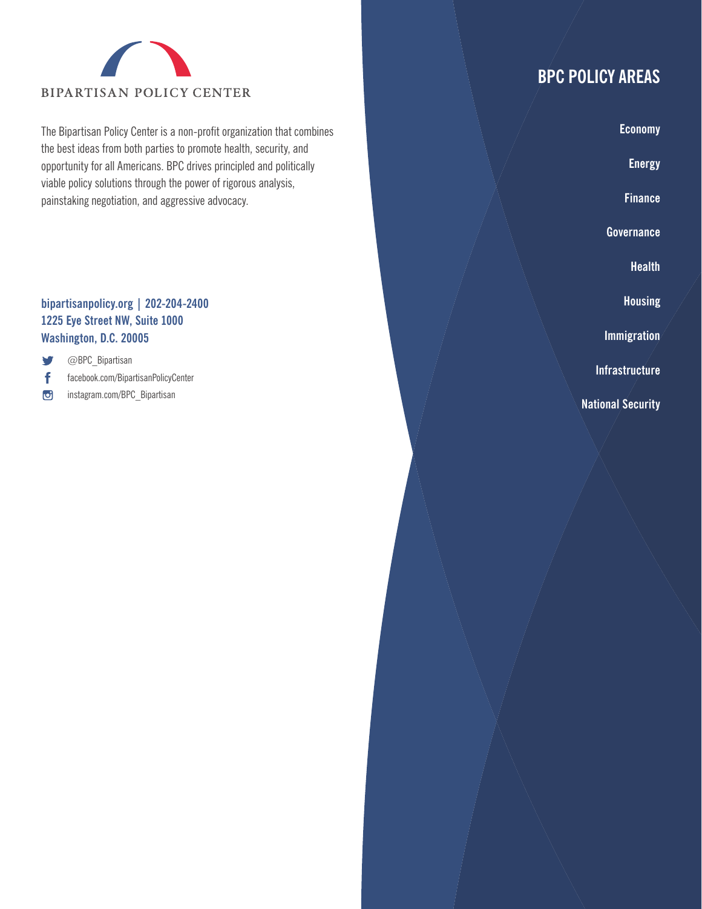BIPARTISAN POLICY CENTER

The Bipartisan Policy Center is a non-profit organization that combines the best ideas from both parties to promote health, security, and opportunity for all Americans. BPC drives principled and politically viable policy solutions through the power of rigorous analysis, painstaking negotiation, and aggressive advocacy.

**bipartisanpolicy.org | 202-204-2400**
**1225 Eye Street NW, Suite 1000**
**Washington, D.C. 20005**

@BPC_Bipartisan
facebook.com/BipartisanPolicyCenter
instagram.com/BPC_Bipartisan

## BPC POLICY AREAS

**Economy**

**Energy**

**Finance**

**Governance**

**Health**

**Housing**

**Immigration**

**Infrastructure**

**National Security**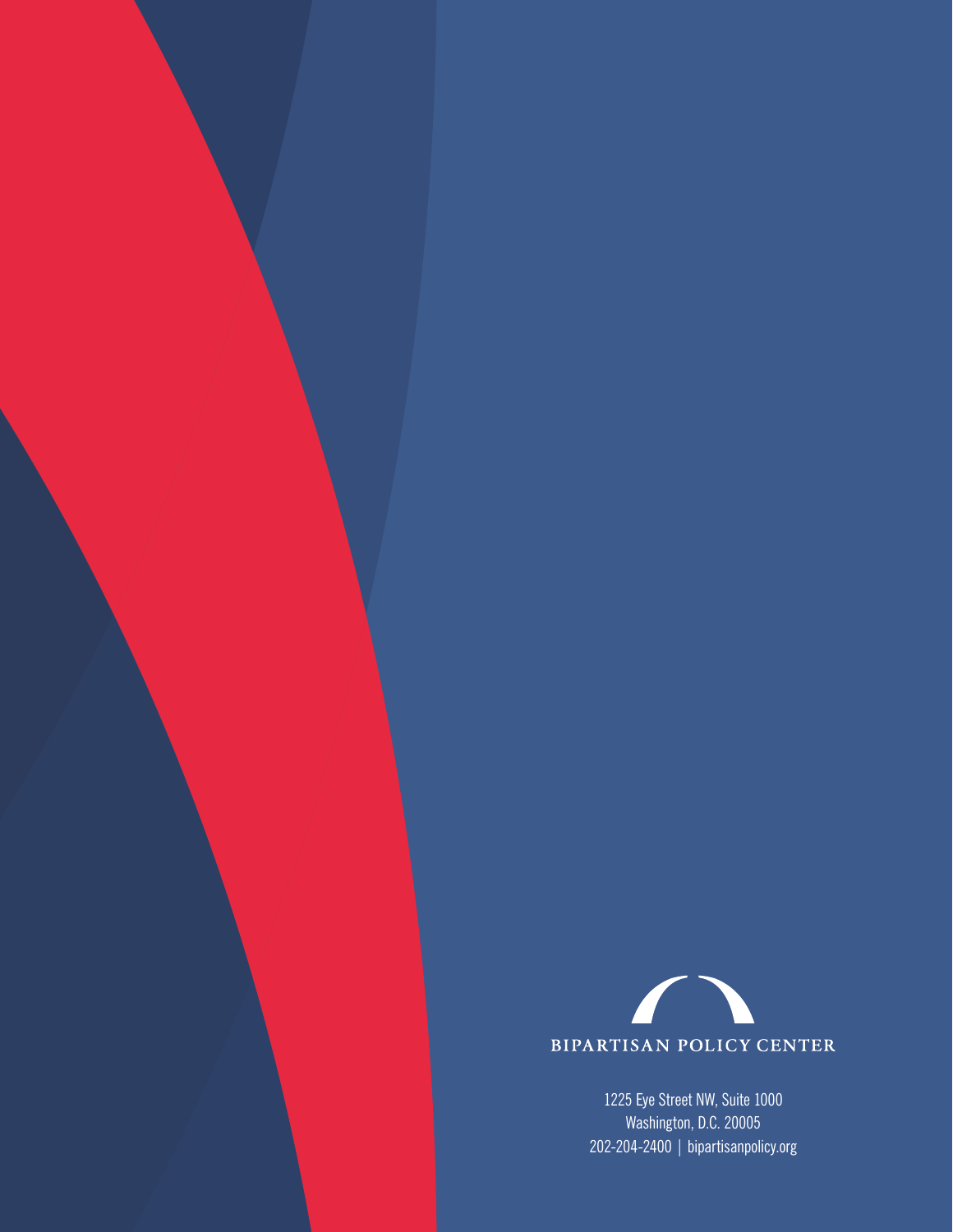BIPARTISAN POLICY CENTER

1225 Eye Street NW, Suite 1000
Washington, D.C. 20005
202-204-2400 | bipartisanpolicy.org